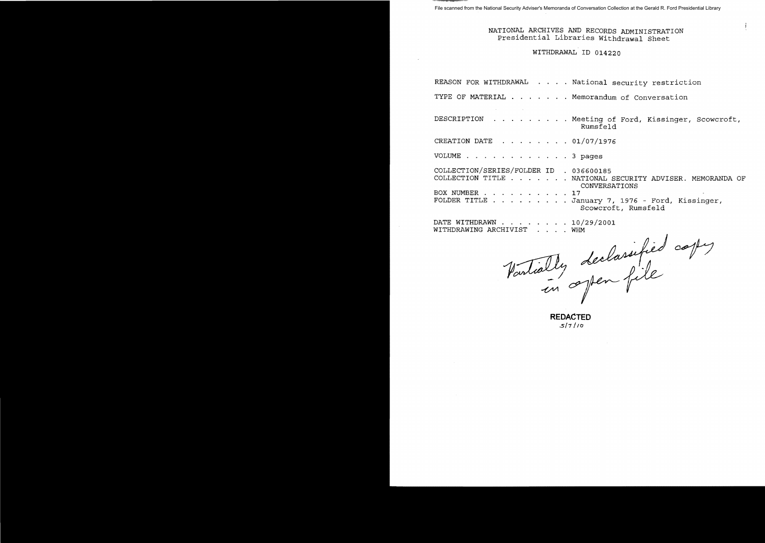File scanned from the National Security Adviser's Memoranda of Conversation Collection at the Gerald R. Ford Presidential Library

NATIONAL ARCHIVES AND RECORDS ADMINISTRATION
Presidential Libraries Withdrawal Sheet

WITHDRAWAL ID 014220

REASON FOR WITHDRAWAL . . . . National security restriction

TYPE OF MATERIAL . . . . . . . Memorandum of Conversation

DESCRIPTION . . . . . . . . . Meeting of Ford, Kissinger, Scowcroft, Rumsfeld

CREATION DATE . . . . . . . . 01/07/1976

VOLUME . . . . . . . . . . . . 3 pages

COLLECTION/SERIES/FOLDER ID . 036600185
COLLECTION TITLE . . . . . . . NATIONAL SECURITY ADVISER. MEMORANDA OF CONVERSATIONS
BOX NUMBER . . . . . . . . . . 17
FOLDER TITLE . . . . . . . . . January 7, 1976 - Ford, Kissinger, Scowcroft, Rumsfeld

DATE WITHDRAWN . . . . . . . . 10/29/2001
WITHDRAWING ARCHIVIST . . . . WHM

Partially declassified copy in open file

**REDACTED**
5/7/10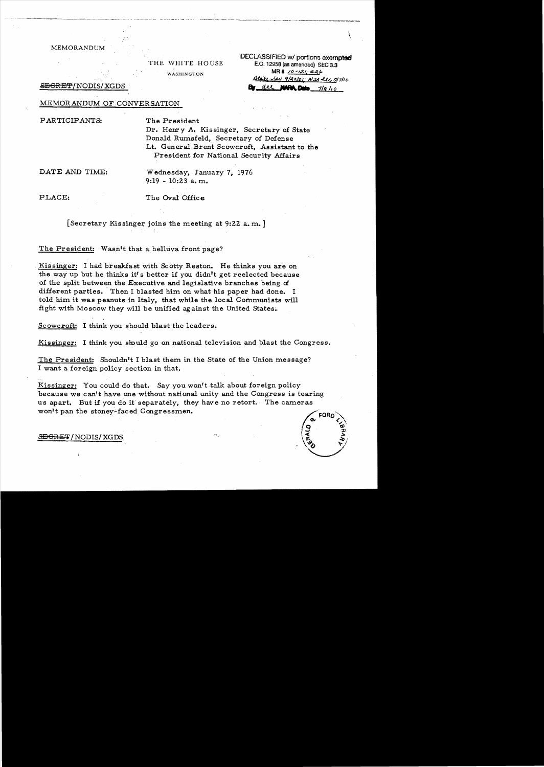MEMORANDUM

THE WHITE HOUSE

WASHINGTON

DECLASSIFIED w/ portions exempted
E.O. 12958 (as amended) SEC 3.3
MR # 10-121; #26
State rev 9/20/01; NSA rev 3/7/10
By dal NARA, Date 7/9/10

~~SECRET~~/NODIS/XGDS

MEMORANDUM OF CONVERSATION

PARTICIPANTS: The President
Dr. Henry A. Kissinger, Secretary of State
Donald Rumsfeld, Secretary of Defense
Lt. General Brent Scowcroft, Assistant to the President for National Security Affairs

DATE AND TIME: Wednesday, January 7, 1976
9:19 - 10:23 a.m.

PLACE: The Oval Office

[Secretary Kissinger joins the meeting at 9:22 a.m.]

The President: Wasn't that a helluva front page?

Kissinger: I had breakfast with Scotty Reston. He thinks you are on the way up but he thinks it's better if you didn't get reelected because of the split between the Executive and legislative branches being of different parties. Then I blasted him on what his paper had done. I told him it was peanuts in Italy, that while the local Communists will fight with Moscow they will be unified against the United States.

Scowcroft: I think you should blast the leaders.

Kissinger: I think you should go on national television and blast the Congress.

The President: Shouldn't I blast them in the State of the Union message? I want a foreign policy section in that.

Kissinger: You could do that. Say you won't talk about foreign policy because we can't have one without national unity and the Congress is tearing us apart. But if you do it separately, they have no retort. The cameras won't pan the stoney-faced Congressmen.

~~SECRET~~/NODIS/XGDS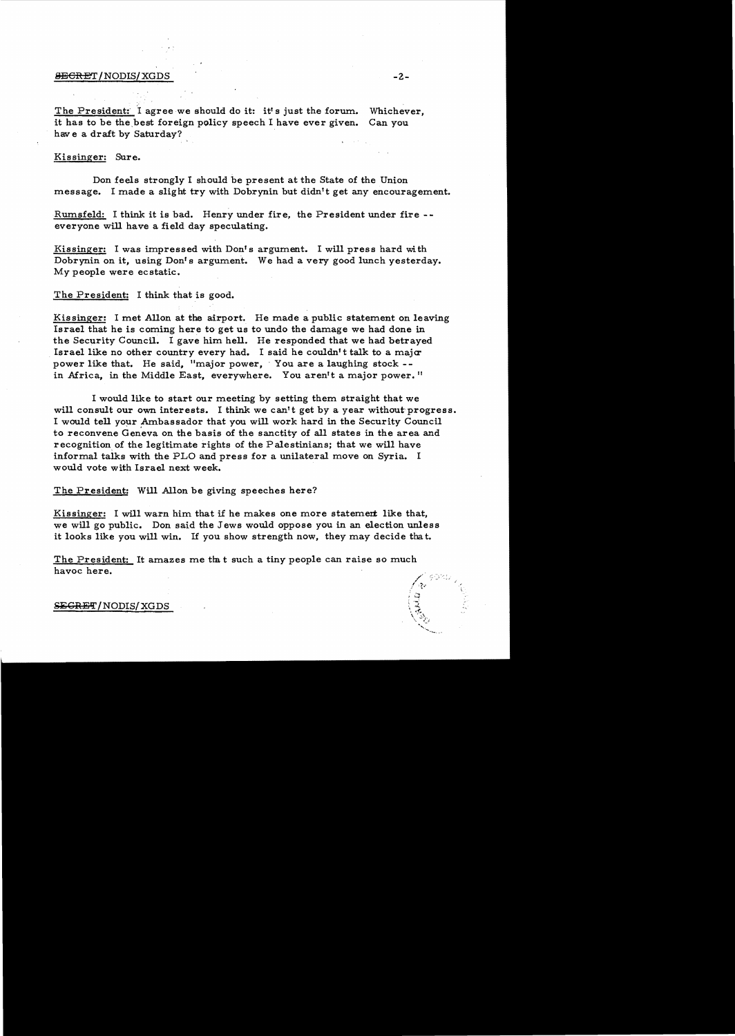The President: I agree we should do it: it's just the forum. Whichever, it has to be the best foreign policy speech I have ever given. Can you have a draft by Saturday?

Kissinger: Sure.

Don feels strongly I should be present at the State of the Union message. I made a slight try with Dobrynin but didn't get any encouragement.

Rumsfeld: I think it is bad. Henry under fire, the President under fire -- everyone will have a field day speculating.

Kissinger: I was impressed with Don's argument. I will press hard with Dobrynin on it, using Don's argument. We had a very good lunch yesterday. My people were ecstatic.

The President: I think that is good.

Kissinger: I met Allon at the airport. He made a public statement on leaving Israel that he is coming here to get us to undo the damage we had done in the Security Council. I gave him hell. He responded that we had betrayed Israel like no other country every had. I said he couldn't talk to a major power like that. He said, "major power, You are a laughing stock -- in Africa, in the Middle East, everywhere. You aren't a major power."

I would like to start our meeting by setting them straight that we will consult our own interests. I think we can't get by a year without progress. I would tell your Ambassador that you will work hard in the Security Council to reconvene Geneva on the basis of the sanctity of all states in the area and recognition of the legitimate rights of the Palestinians; that we will have informal talks with the PLO and press for a unilateral move on Syria. I would vote with Israel next week.

The President: Will Allon be giving speeches here?

Kissinger: I will warn him that if he makes one more statement like that, we will go public. Don said the Jews would oppose you in an election unless it looks like you will win. If you show strength now, they may decide that.

The President: It amazes me that such a tiny people can raise so much havoc here.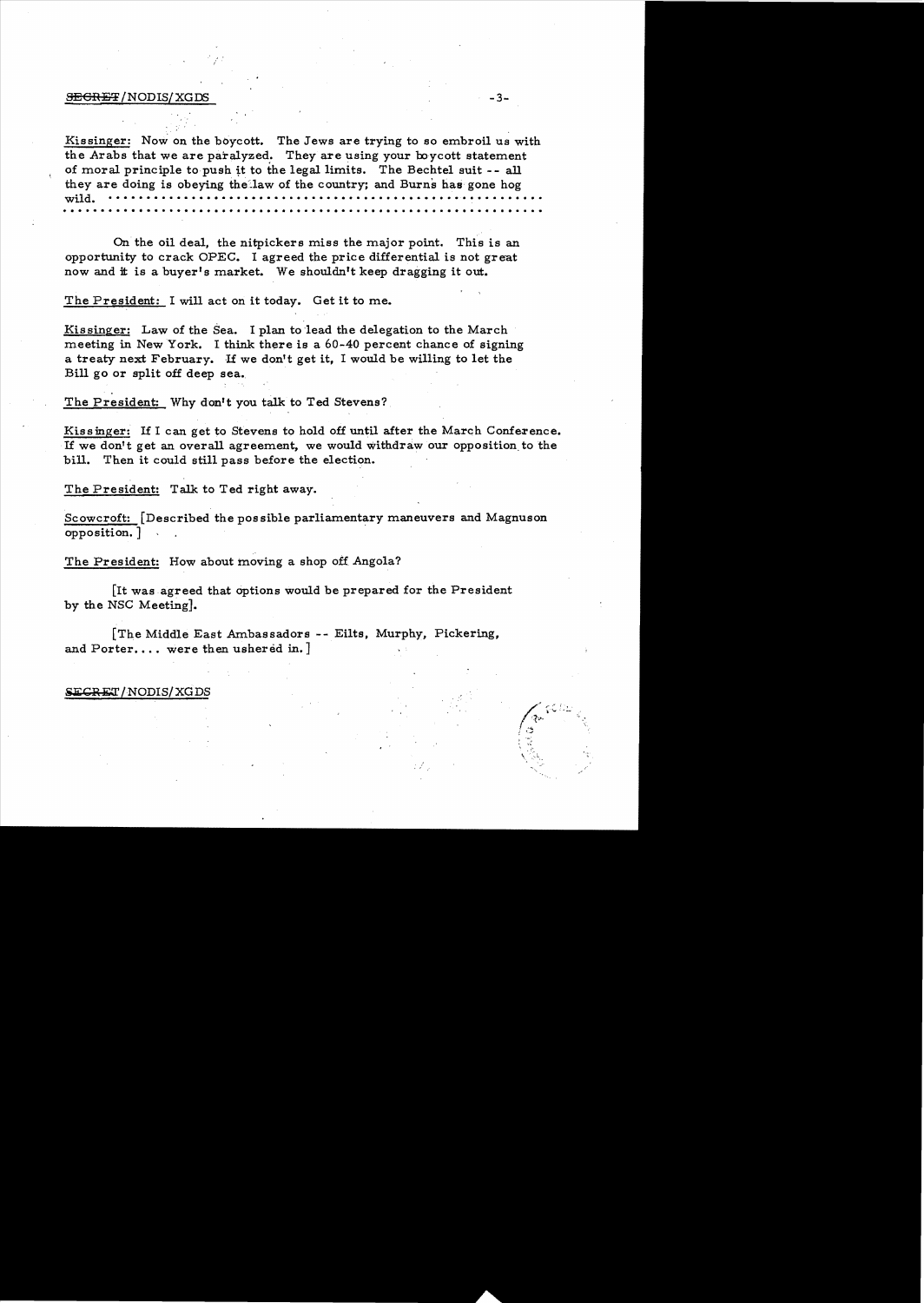Kissinger: Now on the boycott. The Jews are trying to so embroil us with the Arabs that we are paralyzed. They are using your boycott statement of moral principle to push it to the legal limits. The Bechtel suit -- all they are doing is obeying the law of the country; and Burns has gone hog wild. ..........................................................
..........................................................

On the oil deal, the nitpickers miss the major point. This is an opportunity to crack OPEC. I agreed the price differential is not great now and it is a buyer's market. We shouldn't keep dragging it out.

The President: I will act on it today. Get it to me.

Kissinger: Law of the Sea. I plan to lead the delegation to the March meeting in New York. I think there is a 60-40 percent chance of signing a treaty next February. If we don't get it, I would be willing to let the Bill go or split off deep sea.

The President: Why don't you talk to Ted Stevens?

Kissinger: If I can get to Stevens to hold off until after the March Conference. If we don't get an overall agreement, we would withdraw our opposition to the bill. Then it could still pass before the election.

The President: Talk to Ted right away.

Scowcroft: [Described the possible parliamentary maneuvers and Magnuson opposition.]

The President: How about moving a shop off Angola?

[It was agreed that options would be prepared for the President by the NSC Meeting].

[The Middle East Ambassadors -- Eilts, Murphy, Pickering, and Porter.... were then ushered in.]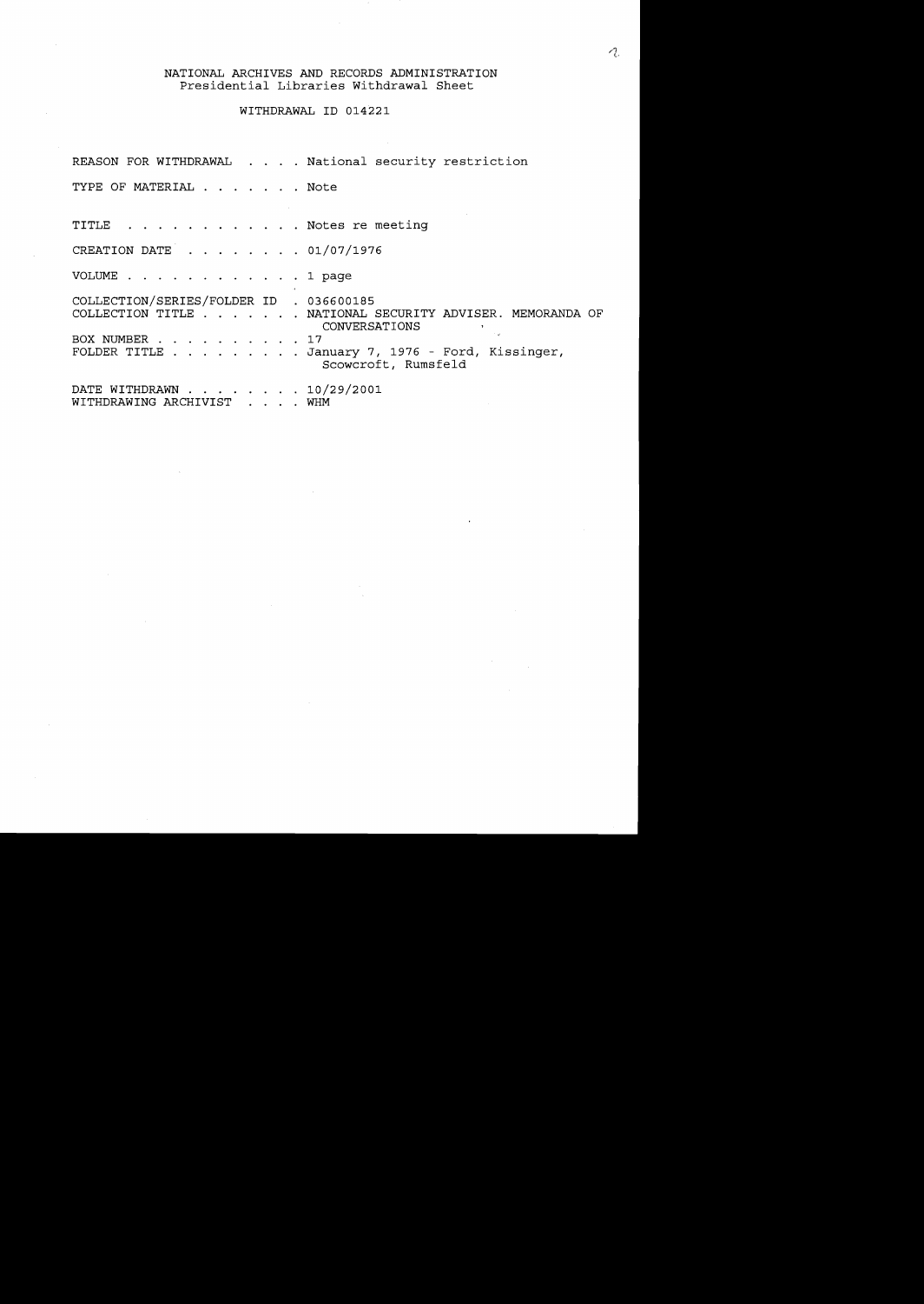NATIONAL ARCHIVES AND RECORDS ADMINISTRATION
Presidential Libraries Withdrawal Sheet

WITHDRAWAL ID 014221

| | |
|---|---|
| REASON FOR WITHDRAWAL | National security restriction |
| TYPE OF MATERIAL | Note |
| TITLE | Notes re meeting |
| CREATION DATE | 01/07/1976 |
| VOLUME | 1 page |
| COLLECTION/SERIES/FOLDER ID | 036600185 |
| COLLECTION TITLE | NATIONAL SECURITY ADVISER. MEMORANDA OF CONVERSATIONS |
| BOX NUMBER | 17 |
| FOLDER TITLE | January 7, 1976 - Ford, Kissinger, Scowcroft, Rumsfeld |
| DATE WITHDRAWN | 10/29/2001 |
| WITHDRAWING ARCHIVIST | WHM |